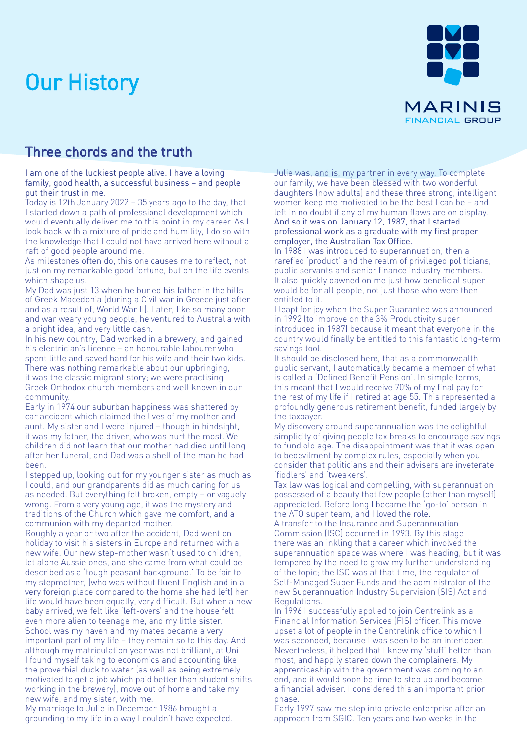# Our History

MARINIS FINANCIAL GROUP

## Three chords and the truth

I am one of the luckiest people alive. I have a loving family, good health, a successful business – and people put their trust in me.

Today is 12th January 2022 – 35 years ago to the day, that I started down a path of professional development which would eventually deliver me to this point in my career. As I look back with a mixture of pride and humility, I do so with the knowledge that I could not have arrived here without a raft of good people around me.

As milestones often do, this one causes me to reflect, not just on my remarkable good fortune, but on the life events which shape us.

My Dad was just 13 when he buried his father in the hills of Greek Macedonia (during a Civil war in Greece just after and as a result of, World War II). Later, like so many poor and war weary young people, he ventured to Australia with a bright idea, and very little cash.

In his new country, Dad worked in a brewery, and gained his electrician's licence – an honourable labourer who spent little and saved hard for his wife and their two kids. There was nothing remarkable about our upbringing, it was the classic migrant story; we were practising Greek Orthodox church members and well known in our community.

Early in 1974 our suburban happiness was shattered by car accident which claimed the lives of my mother and aunt. My sister and I were injured – though in hindsight, it was my father, the driver, who was hurt the most. We children did not learn that our mother had died until long after her funeral, and Dad was a shell of the man he had been.

I stepped up, looking out for my younger sister as much as I could, and our grandparents did as much caring for us as needed. But everything felt broken, empty – or vaguely wrong. From a very young age, it was the mystery and traditions of the Church which gave me comfort, and a communion with my departed mother.

Roughly a year or two after the accident, Dad went on holiday to visit his sisters in Europe and returned with a new wife. Our new step-mother wasn't used to children, let alone Aussie ones, and she came from what could be described as a 'tough peasant background.' To be fair to my stepmother, (who was without fluent English and in a very foreign place compared to the home she had left) her life would have been equally, very difficult. But when a new baby arrived, we felt like 'left-overs' and the house felt even more alien to teenage me, and my little sister.

School was my haven and my mates became a very important part of my life – they remain so to this day. And although my matriculation year was not brilliant, at Uni I found myself taking to economics and accounting like the proverbial duck to water (as well as being extremely motivated to get a job which paid better than student shifts working in the brewery), move out of home and take my new wife, and my sister, with me.

My marriage to Julie in December 1986 brought a grounding to my life in a way I couldn't have expected. Julie was, and is, my partner in every way. To complete our family, we have been blessed with two wonderful daughters (now adults) and these three strong, intelligent women keep me motivated to be the best I can be – and left in no doubt if any of my human flaws are on display.

And so it was on January 12, 1987, that I started professional work as a graduate with my first proper employer, the Australian Tax Office.

In 1988 I was introduced to superannuation, then a rarefied 'product' and the realm of privileged politicians, public servants and senior finance industry members. It also quickly dawned on me just how beneficial super would be for all people, not just those who were then entitled to it.

I leapt for joy when the Super Guarantee was announced in 1992 (to improve on the 3% Productivity super introduced in 1987) because it meant that everyone in the country would finally be entitled to this fantastic long-term savings tool.

It should be disclosed here, that as a commonwealth public servant, I automatically became a member of what is called a 'Defined Benefit Pension'. In simple terms, this meant that I would receive 70% of my final pay for the rest of my life if I retired at age 55. This represented a profoundly generous retirement benefit, funded largely by the taxpayer.

My discovery around superannuation was the delightful simplicity of giving people tax breaks to encourage savings to fund old age. The disappointment was that it was open to bedevilment by complex rules, especially when you consider that politicians and their advisers are inveterate 'fiddlers' and 'tweakers'.

Tax law was logical and compelling, with superannuation possessed of a beauty that few people (other than myself) appreciated. Before long I became the 'go-to' person in the ATO super team, and I loved the role.

A transfer to the Insurance and Superannuation Commission (ISC) occurred in 1993. By this stage there was an inkling that a career which involved the superannuation space was where I was heading, but it was tempered by the need to grow my further understanding of the topic; the ISC was at that time, the regulator of Self-Managed Super Funds and the administrator of the new Superannuation Industry Supervision (SIS) Act and Regulations.

In 1996 I successfully applied to join Centrelink as a Financial Information Services (FIS) officer. This move upset a lot of people in the Centrelink office to which I was seconded, because I was seen to be an interloper. Nevertheless, it helped that I knew my 'stuff' better than most, and happily stared down the complainers. My apprenticeship with the government was coming to an end, and it would soon be time to step up and become a financial adviser. I considered this an important prior phase.

Early 1997 saw me step into private enterprise after an approach from SGIC. Ten years and two weeks in the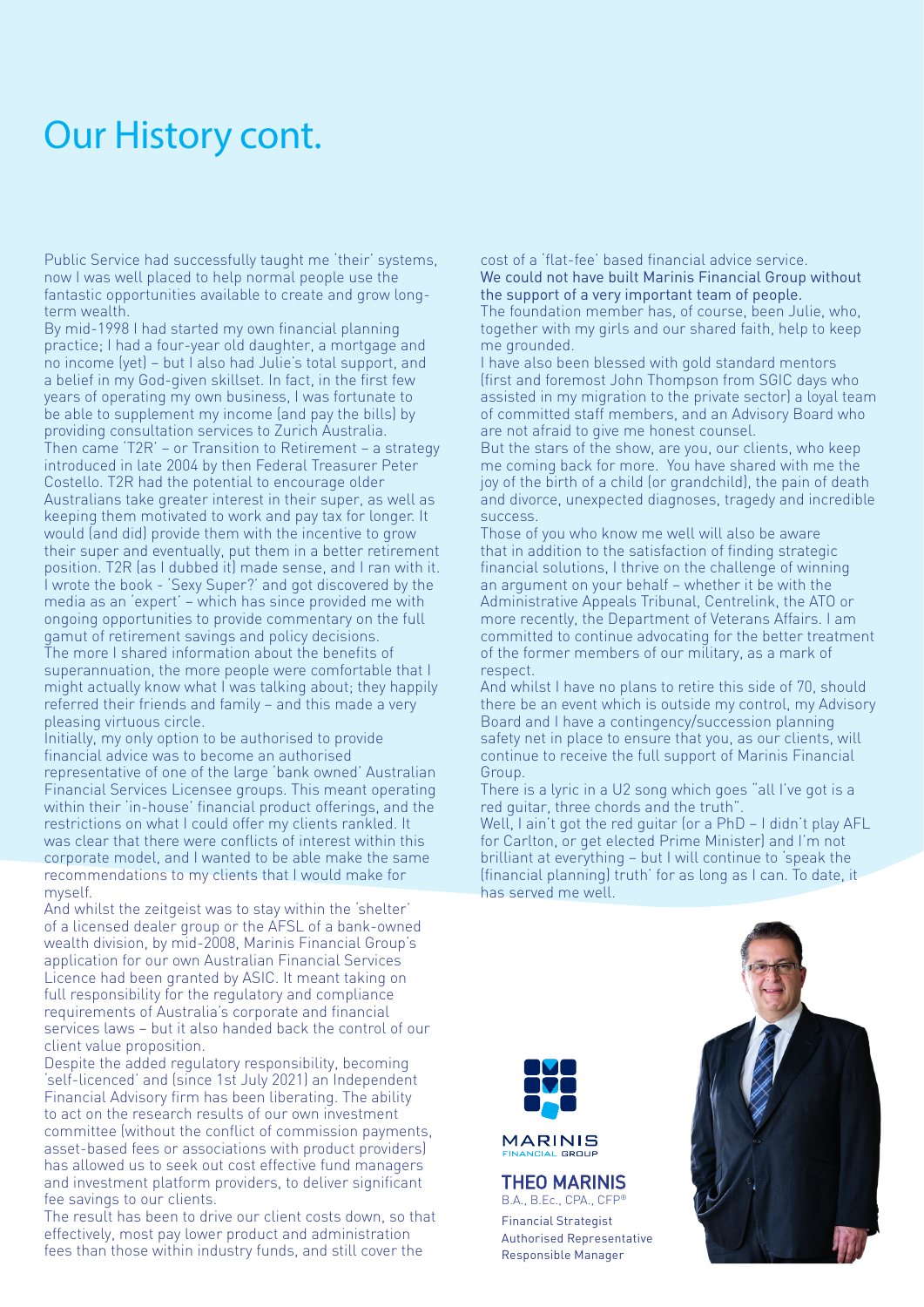# Our History cont.

Public Service had successfully taught me 'their' systems, now I was well placed to help normal people use the fantastic opportunities available to create and grow long-term wealth.

By mid-1998 I had started my own financial planning practice; I had a four-year old daughter, a mortgage and no income (yet) – but I also had Julie's total support, and a belief in my God-given skillset. In fact, in the first few years of operating my own business, I was fortunate to be able to supplement my income (and pay the bills) by providing consultation services to Zurich Australia.

Then came 'T2R' – or Transition to Retirement – a strategy introduced in late 2004 by then Federal Treasurer Peter Costello. T2R had the potential to encourage older Australians take greater interest in their super, as well as keeping them motivated to work and pay tax for longer. It would (and did) provide them with the incentive to grow their super and eventually, put them in a better retirement position. T2R (as I dubbed it) made sense, and I ran with it. I wrote the book - 'Sexy Super?' and got discovered by the media as an 'expert' – which has since provided me with ongoing opportunities to provide commentary on the full gamut of retirement savings and policy decisions.

The more I shared information about the benefits of superannuation, the more people were comfortable that I might actually know what I was talking about; they happily referred their friends and family – and this made a very pleasing virtuous circle.

Initially, my only option to be authorised to provide financial advice was to become an authorised representative of one of the large 'bank owned' Australian Financial Services Licensee groups. This meant operating within their 'in-house' financial product offerings, and the restrictions on what I could offer my clients rankled. It was clear that there were conflicts of interest within this corporate model, and I wanted to be able make the same recommendations to my clients that I would make for myself.

And whilst the zeitgeist was to stay within the 'shelter' of a licensed dealer group or the AFSL of a bank-owned wealth division, by mid-2008, Marinis Financial Group's application for our own Australian Financial Services Licence had been granted by ASIC. It meant taking on full responsibility for the regulatory and compliance requirements of Australia's corporate and financial services laws – but it also handed back the control of our client value proposition.

Despite the added regulatory responsibility, becoming 'self-licenced' and (since 1st July 2021) an Independent Financial Advisory firm has been liberating. The ability to act on the research results of our own investment committee (without the conflict of commission payments, asset-based fees or associations with product providers) has allowed us to seek out cost effective fund managers and investment platform providers, to deliver significant fee savings to our clients.

The result has been to drive our client costs down, so that effectively, most pay lower product and administration fees than those within industry funds, and still cover the cost of a 'flat-fee' based financial advice service.

We could not have built Marinis Financial Group without the support of a very important team of people.

The foundation member has, of course, been Julie, who, together with my girls and our shared faith, help to keep me grounded.

I have also been blessed with gold standard mentors (first and foremost John Thompson from SGIC days who assisted in my migration to the private sector) a loyal team of committed staff members, and an Advisory Board who are not afraid to give me honest counsel.

But the stars of the show, are you, our clients, who keep me coming back for more. You have shared with me the joy of the birth of a child (or grandchild), the pain of death and divorce, unexpected diagnoses, tragedy and incredible success.

Those of you who know me well will also be aware that in addition to the satisfaction of finding strategic financial solutions, I thrive on the challenge of winning an argument on your behalf – whether it be with the Administrative Appeals Tribunal, Centrelink, the ATO or more recently, the Department of Veterans Affairs. I am committed to continue advocating for the better treatment of the former members of our military, as a mark of respect.

And whilst I have no plans to retire this side of 70, should there be an event which is outside my control, my Advisory Board and I have a contingency/succession planning safety net in place to ensure that you, as our clients, will continue to receive the full support of Marinis Financial Group.

There is a lyric in a U2 song which goes "all I've got is a red guitar, three chords and the truth".

Well, I ain't got the red guitar (or a PhD – I didn't play AFL for Carlton, or get elected Prime Minister) and I'm not brilliant at everything – but I will continue to 'speak the (financial planning) truth' for as long as I can. To date, it has served me well.

MARINIS
FINANCIAL GROUP

**THEO MARINIS**
B.A., B.Ec., CPA., CFP®

Financial Strategist
Authorised Representative
Responsible Manager